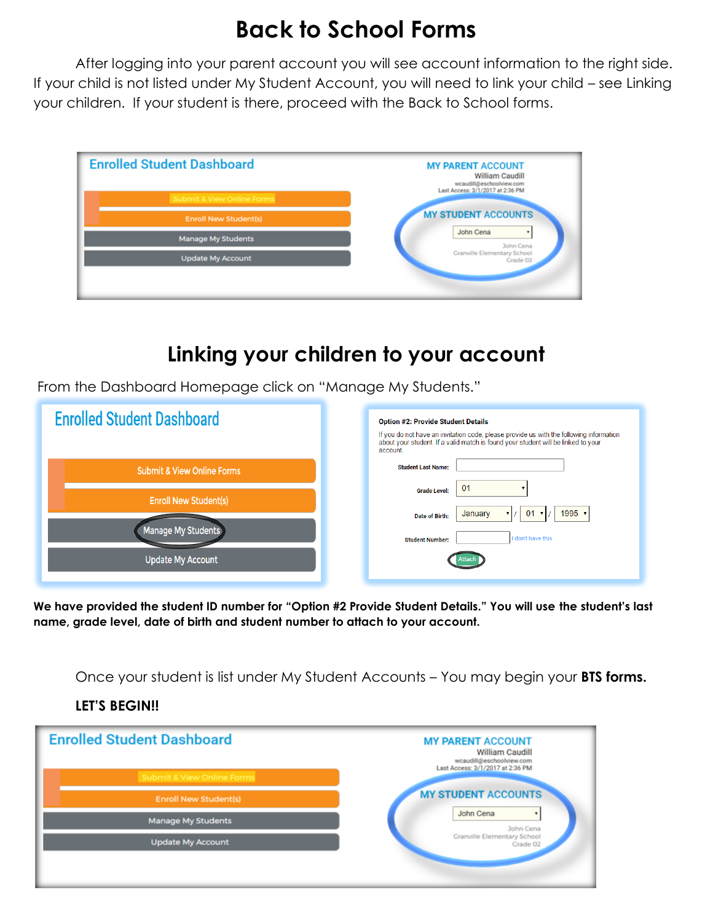# Back to School Forms

After logging into your parent account you will see account information to the right side. If your child is not listed under My Student Account, you will need to link your child – see Linking your children. If your student is there, proceed with the Back to School forms.

# Linking your children to your account

From the Dashboard Homepage click on "Manage My Students."

**We have provided the student ID number for "Option #2 Provide Student Details." You will use the student's last name, grade level, date of birth and student number to attach to your account.**

Once your student is list under My Student Accounts – You may begin your **BTS forms.**

**LET'S BEGIN!!**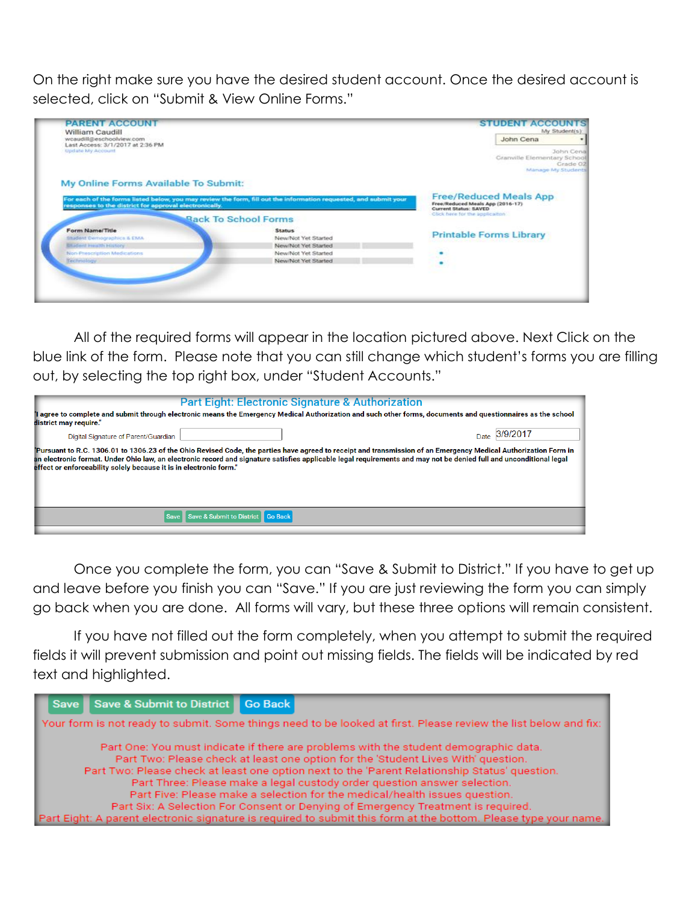On the right make sure you have the desired student account. Once the desired account is selected, click on "Submit & View Online Forms."

All of the required forms will appear in the location pictured above. Next Click on the blue link of the form. Please note that you can still change which student's forms you are filling out, by selecting the top right box, under "Student Accounts."

Once you complete the form, you can "Save & Submit to District." If you have to get up and leave before you finish you can "Save." If you are just reviewing the form you can simply go back when you are done. All forms will vary, but these three options will remain consistent.

If you have not filled out the form completely, when you attempt to submit the required fields it will prevent submission and point out missing fields. The fields will be indicated by red text and highlighted.